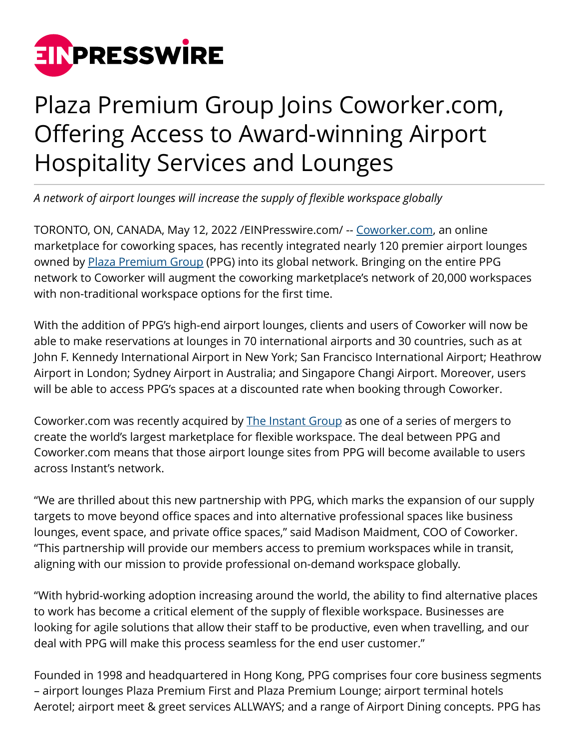# Plaza Premium Group Joins Coworker.com, Offering Access to Award-winning Airport Hospitality Services and Lounges

*A network of airport lounges will increase the supply of flexible workspace globally*

TORONTO, ON, CANADA, May 12, 2022 /EINPresswire.com/ -- [Coworker.com](Coworker.com), an online marketplace for coworking spaces, has recently integrated nearly 120 premier airport lounges owned by [Plaza Premium Group](Plaza Premium Group) (PPG) into its global network. Bringing on the entire PPG network to Coworker will augment the coworking marketplace's network of 20,000 workspaces with non-traditional workspace options for the first time.

With the addition of PPG's high-end airport lounges, clients and users of Coworker will now be able to make reservations at lounges in 70 international airports and 30 countries, such as at John F. Kennedy International Airport in New York; San Francisco International Airport; Heathrow Airport in London; Sydney Airport in Australia; and Singapore Changi Airport. Moreover, users will be able to access PPG's spaces at a discounted rate when booking through Coworker.

Coworker.com was recently acquired by [The Instant Group](The Instant Group) as one of a series of mergers to create the world's largest marketplace for flexible workspace. The deal between PPG and Coworker.com means that those airport lounge sites from PPG will become available to users across Instant's network.

"We are thrilled about this new partnership with PPG, which marks the expansion of our supply targets to move beyond office spaces and into alternative professional spaces like business lounges, event space, and private office spaces," said Madison Maidment, COO of Coworker. "This partnership will provide our members access to premium workspaces while in transit, aligning with our mission to provide professional on-demand workspace globally.

"With hybrid-working adoption increasing around the world, the ability to find alternative places to work has become a critical element of the supply of flexible workspace. Businesses are looking for agile solutions that allow their staff to be productive, even when travelling, and our deal with PPG will make this process seamless for the end user customer."

Founded in 1998 and headquartered in Hong Kong, PPG comprises four core business segments – airport lounges Plaza Premium First and Plaza Premium Lounge; airport terminal hotels Aerotel; airport meet & greet services ALLWAYS; and a range of Airport Dining concepts. PPG has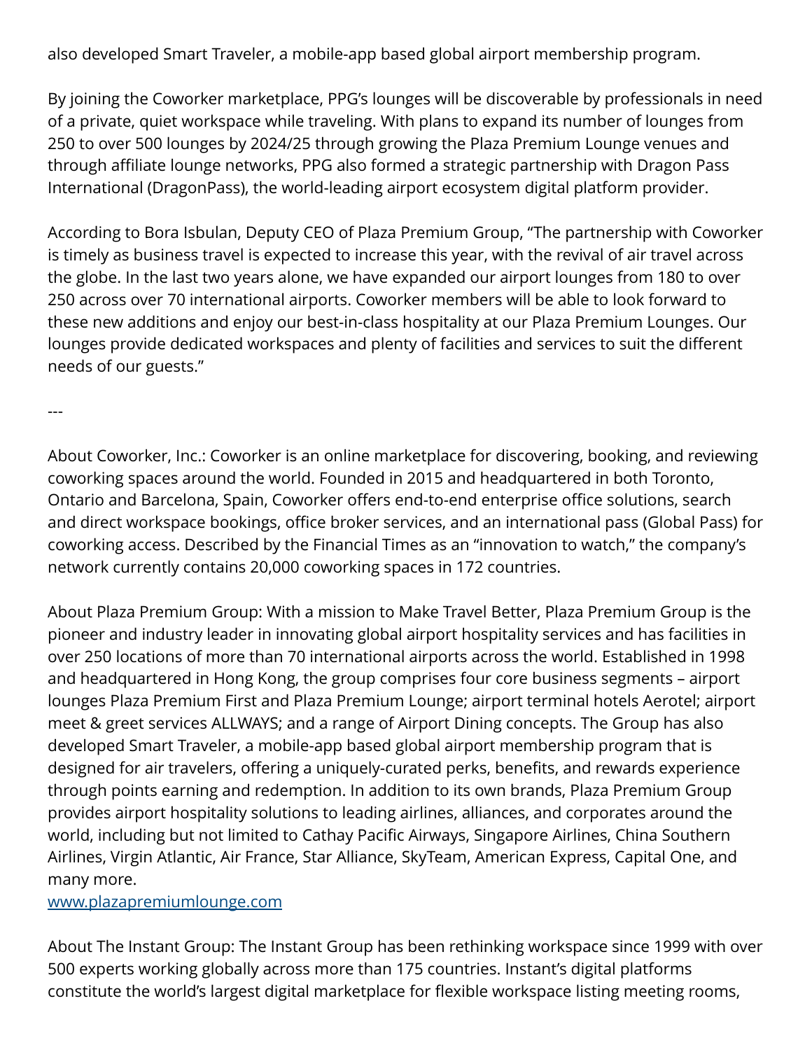also developed Smart Traveler, a mobile-app based global airport membership program.

By joining the Coworker marketplace, PPG's lounges will be discoverable by professionals in need of a private, quiet workspace while traveling. With plans to expand its number of lounges from 250 to over 500 lounges by 2024/25 through growing the Plaza Premium Lounge venues and through affiliate lounge networks, PPG also formed a strategic partnership with Dragon Pass International (DragonPass), the world-leading airport ecosystem digital platform provider.

According to Bora Isbulan, Deputy CEO of Plaza Premium Group, "The partnership with Coworker is timely as business travel is expected to increase this year, with the revival of air travel across the globe. In the last two years alone, we have expanded our airport lounges from 180 to over 250 across over 70 international airports. Coworker members will be able to look forward to these new additions and enjoy our best-in-class hospitality at our Plaza Premium Lounges. Our lounges provide dedicated workspaces and plenty of facilities and services to suit the different needs of our guests."

---

About Coworker, Inc.: Coworker is an online marketplace for discovering, booking, and reviewing coworking spaces around the world. Founded in 2015 and headquartered in both Toronto, Ontario and Barcelona, Spain, Coworker offers end-to-end enterprise office solutions, search and direct workspace bookings, office broker services, and an international pass (Global Pass) for coworking access. Described by the Financial Times as an "innovation to watch," the company's network currently contains 20,000 coworking spaces in 172 countries.

About Plaza Premium Group: With a mission to Make Travel Better, Plaza Premium Group is the pioneer and industry leader in innovating global airport hospitality services and has facilities in over 250 locations of more than 70 international airports across the world. Established in 1998 and headquartered in Hong Kong, the group comprises four core business segments – airport lounges Plaza Premium First and Plaza Premium Lounge; airport terminal hotels Aerotel; airport meet & greet services ALLWAYS; and a range of Airport Dining concepts. The Group has also developed Smart Traveler, a mobile-app based global airport membership program that is designed for air travelers, offering a uniquely-curated perks, benefits, and rewards experience through points earning and redemption. In addition to its own brands, Plaza Premium Group provides airport hospitality solutions to leading airlines, alliances, and corporates around the world, including but not limited to Cathay Pacific Airways, Singapore Airlines, China Southern Airlines, Virgin Atlantic, Air France, Star Alliance, SkyTeam, American Express, Capital One, and many more.
[www.plazapremiumlounge.com](http://www.plazapremiumlounge.com)

About The Instant Group: The Instant Group has been rethinking workspace since 1999 with over 500 experts working globally across more than 175 countries. Instant's digital platforms constitute the world's largest digital marketplace for flexible workspace listing meeting rooms,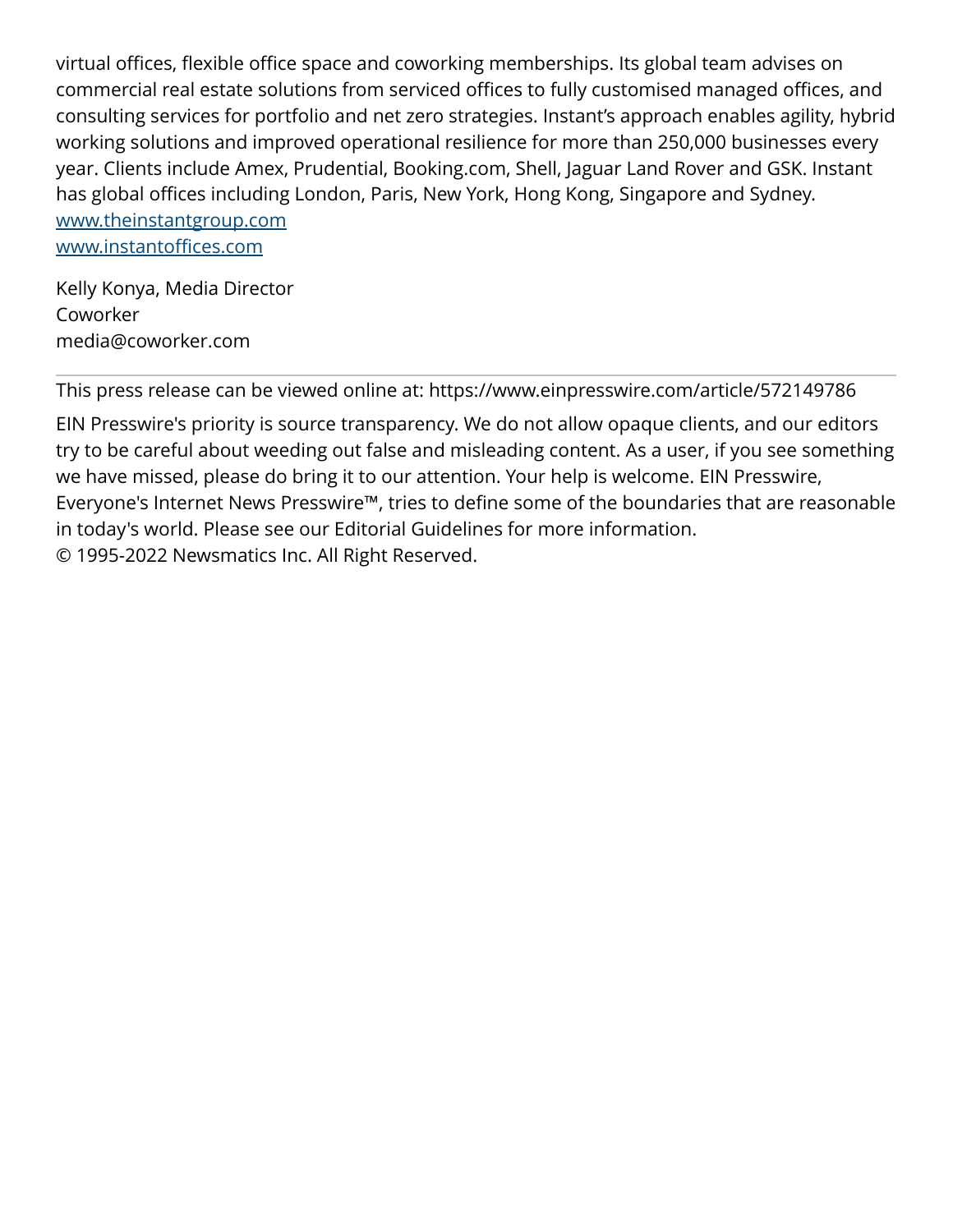virtual offices, flexible office space and coworking memberships. Its global team advises on commercial real estate solutions from serviced offices to fully customised managed offices, and consulting services for portfolio and net zero strategies. Instant's approach enables agility, hybrid working solutions and improved operational resilience for more than 250,000 businesses every year. Clients include Amex, Prudential, Booking.com, Shell, Jaguar Land Rover and GSK. Instant has global offices including London, Paris, New York, Hong Kong, Singapore and Sydney.
[www.theinstantgroup.com](www.theinstantgroup.com)
[www.instantoffices.com](www.instantoffices.com)

Kelly Konya, Media Director
Coworker
media@coworker.com

---

This press release can be viewed online at: https://www.einpresswire.com/article/572149786

EIN Presswire's priority is source transparency. We do not allow opaque clients, and our editors try to be careful about weeding out false and misleading content. As a user, if you see something we have missed, please do bring it to our attention. Your help is welcome. EIN Presswire, Everyone's Internet News Presswire™, tries to define some of the boundaries that are reasonable in today's world. Please see our Editorial Guidelines for more information.
© 1995-2022 Newsmatics Inc. All Right Reserved.